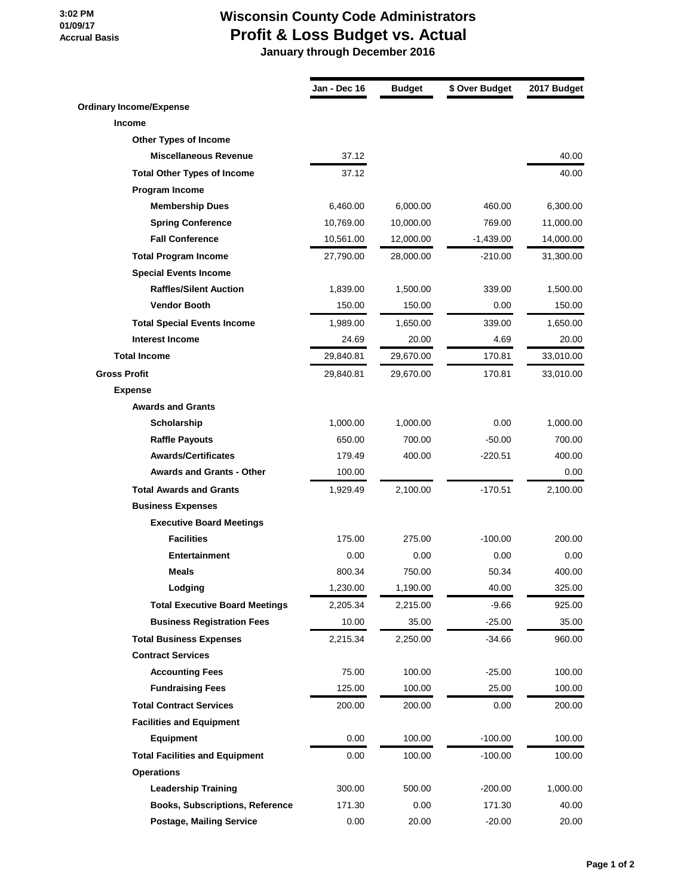3:02 PM
01/09/17
Accrual Basis

# Wisconsin County Code Administrators
## Profit & Loss Budget vs. Actual
### January through December 2016

| | Jan - Dec 16 | Budget | $ Over Budget | 2017 Budget |
|---|---|---|---|---|
| **Ordinary Income/Expense** | | | | |
| **Income** | | | | |
| **Other Types of Income** | | | | |
| **Miscellaneous Revenue** | 37.12 | | | 40.00 |
| **Total Other Types of Income** | 37.12 | | | 40.00 |
| **Program Income** | | | | |
| **Membership Dues** | 6,460.00 | 6,000.00 | 460.00 | 6,300.00 |
| **Spring Conference** | 10,769.00 | 10,000.00 | 769.00 | 11,000.00 |
| **Fall Conference** | 10,561.00 | 12,000.00 | -1,439.00 | 14,000.00 |
| **Total Program Income** | 27,790.00 | 28,000.00 | -210.00 | 31,300.00 |
| **Special Events Income** | | | | |
| **Raffles/Silent Auction** | 1,839.00 | 1,500.00 | 339.00 | 1,500.00 |
| **Vendor Booth** | 150.00 | 150.00 | 0.00 | 150.00 |
| **Total Special Events Income** | 1,989.00 | 1,650.00 | 339.00 | 1,650.00 |
| **Interest Income** | 24.69 | 20.00 | 4.69 | 20.00 |
| **Total Income** | 29,840.81 | 29,670.00 | 170.81 | 33,010.00 |
| **Gross Profit** | 29,840.81 | 29,670.00 | 170.81 | 33,010.00 |
| **Expense** | | | | |
| **Awards and Grants** | | | | |
| **Scholarship** | 1,000.00 | 1,000.00 | 0.00 | 1,000.00 |
| **Raffle Payouts** | 650.00 | 700.00 | -50.00 | 700.00 |
| **Awards/Certificates** | 179.49 | 400.00 | -220.51 | 400.00 |
| **Awards and Grants - Other** | 100.00 | | | 0.00 |
| **Total Awards and Grants** | 1,929.49 | 2,100.00 | -170.51 | 2,100.00 |
| **Business Expenses** | | | | |
| **Executive Board Meetings** | | | | |
| **Facilities** | 175.00 | 275.00 | -100.00 | 200.00 |
| **Entertainment** | 0.00 | 0.00 | 0.00 | 0.00 |
| **Meals** | 800.34 | 750.00 | 50.34 | 400.00 |
| **Lodging** | 1,230.00 | 1,190.00 | 40.00 | 325.00 |
| **Total Executive Board Meetings** | 2,205.34 | 2,215.00 | -9.66 | 925.00 |
| **Business Registration Fees** | 10.00 | 35.00 | -25.00 | 35.00 |
| **Total Business Expenses** | 2,215.34 | 2,250.00 | -34.66 | 960.00 |
| **Contract Services** | | | | |
| **Accounting Fees** | 75.00 | 100.00 | -25.00 | 100.00 |
| **Fundraising Fees** | 125.00 | 100.00 | 25.00 | 100.00 |
| **Total Contract Services** | 200.00 | 200.00 | 0.00 | 200.00 |
| **Facilities and Equipment** | | | | |
| **Equipment** | 0.00 | 100.00 | -100.00 | 100.00 |
| **Total Facilities and Equipment** | 0.00 | 100.00 | -100.00 | 100.00 |
| **Operations** | | | | |
| **Leadership Training** | 300.00 | 500.00 | -200.00 | 1,000.00 |
| **Books, Subscriptions, Reference** | 171.30 | 0.00 | 171.30 | 40.00 |
| **Postage, Mailing Service** | 0.00 | 20.00 | -20.00 | 20.00 |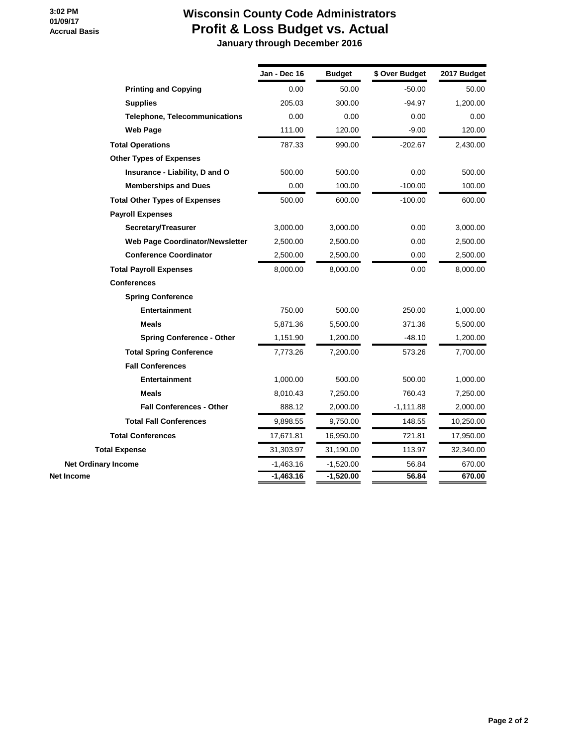# Wisconsin County Code Administrators
# Profit & Loss Budget vs. Actual
### January through December 2016

3:02 PM
01/09/17
Accrual Basis

| | Jan - Dec 16 | Budget | $ Over Budget | 2017 Budget |
|---|---|---|---|---|
| Printing and Copying | 0.00 | 50.00 | -50.00 | 50.00 |
| Supplies | 205.03 | 300.00 | -94.97 | 1,200.00 |
| Telephone, Telecommunications | 0.00 | 0.00 | 0.00 | 0.00 |
| Web Page | 111.00 | 120.00 | -9.00 | 120.00 |
| Total Operations | 787.33 | 990.00 | -202.67 | 2,430.00 |
| Other Types of Expenses | | | | |
| Insurance - Liability, D and O | 500.00 | 500.00 | 0.00 | 500.00 |
| Memberships and Dues | 0.00 | 100.00 | -100.00 | 100.00 |
| Total Other Types of Expenses | 500.00 | 600.00 | -100.00 | 600.00 |
| Payroll Expenses | | | | |
| Secretary/Treasurer | 3,000.00 | 3,000.00 | 0.00 | 3,000.00 |
| Web Page Coordinator/Newsletter | 2,500.00 | 2,500.00 | 0.00 | 2,500.00 |
| Conference Coordinator | 2,500.00 | 2,500.00 | 0.00 | 2,500.00 |
| Total Payroll Expenses | 8,000.00 | 8,000.00 | 0.00 | 8,000.00 |
| Conferences | | | | |
| Spring Conference | | | | |
| Entertainment | 750.00 | 500.00 | 250.00 | 1,000.00 |
| Meals | 5,871.36 | 5,500.00 | 371.36 | 5,500.00 |
| Spring Conference - Other | 1,151.90 | 1,200.00 | -48.10 | 1,200.00 |
| Total Spring Conference | 7,773.26 | 7,200.00 | 573.26 | 7,700.00 |
| Fall Conferences | | | | |
| Entertainment | 1,000.00 | 500.00 | 500.00 | 1,000.00 |
| Meals | 8,010.43 | 7,250.00 | 760.43 | 7,250.00 |
| Fall Conferences - Other | 888.12 | 2,000.00 | -1,111.88 | 2,000.00 |
| Total Fall Conferences | 9,898.55 | 9,750.00 | 148.55 | 10,250.00 |
| Total Conferences | 17,671.81 | 16,950.00 | 721.81 | 17,950.00 |
| Total Expense | 31,303.97 | 31,190.00 | 113.97 | 32,340.00 |
| Net Ordinary Income | -1,463.16 | -1,520.00 | 56.84 | 670.00 |
| Net Income | -1,463.16 | -1,520.00 | 56.84 | 670.00 |